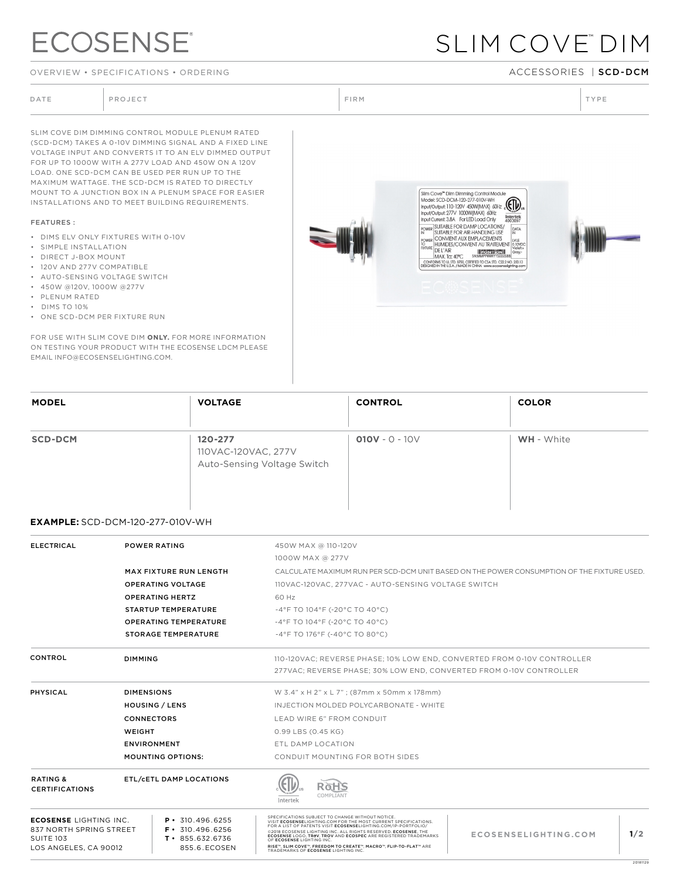# ECOSENSE®

# SLIM COVE™ DIM

OVERVIEW • SPECIFICATIONS • ORDERING

ACCESSORIES | **SCD-DCM**

| DATE | PROJECT | FIRM | TYPE |
|---|---|---|---|
| | | | |

SLIM COVE DIM DIMMING CONTROL MODULE PLENUM RATED (SCD-DCM) TAKES A 0-10V DIMMING SIGNAL AND A FIXED LINE VOLTAGE INPUT AND CONVERTS IT TO AN ELV DIMMED OUTPUT FOR UP TO 1000W WITH A 277V LOAD AND 450W ON A 120V LOAD. ONE SCD-DCM CAN BE USED PER RUN UP TO THE MAXIMUM WATTAGE. THE SCD-DCM IS RATED TO DIRECTLY MOUNT TO A JUNCTION BOX IN A PLENUM SPACE FOR EASIER INSTALLATIONS AND TO MEET BUILDING REQUIREMENTS.

FEATURES :

- DIMS ELV ONLY FIXTURES WITH 0-10V
- SIMPLE INSTALLATION
- DIRECT J-BOX MOUNT
- 120V AND 277V COMPATIBLE
- AUTO-SENSING VOLTAGE SWITCH
- 450W @120V, 1000W @277V
- PLENUM RATED
- DIMS TO 10%
- ONE SCD-DCM PER FIXTURE RUN

FOR USE WITH SLIM COVE DIM **ONLY.** FOR MORE INFORMATION ON TESTING YOUR PRODUCT WITH THE ECOSENSE LDCM PLEASE EMAIL INFO@ECOSENSELIGHTING.COM.

| MODEL | VOLTAGE | CONTROL | COLOR |
|---|---|---|---|
| **SCD-DCM** | **120-277** 110VAC-120VAC, 277V Auto-Sensing Voltage Switch | **010V** - 0 - 10V | **WH** - White |

**EXAMPLE:** SCD-DCM-120-277-010V-WH

| | | |
|---|---|---|
| ELECTRICAL | POWER RATING | 450W MAX @ 110-120V<br>1000W MAX @ 277V |
| | MAX FIXTURE RUN LENGTH | CALCULATE MAXIMUM RUN PER SCD-DCM UNIT BASED ON THE POWER CONSUMPTION OF THE FIXTURE USED. |
| | OPERATING VOLTAGE | 110VAC-120VAC, 277VAC - AUTO-SENSING VOLTAGE SWITCH |
| | OPERATING HERTZ | 60 Hz |
| | STARTUP TEMPERATURE | -4°F TO 104°F (-20°C TO 40°C) |
| | OPERATING TEMPERATURE | -4°F TO 104°F (-20°C TO 40°C) |
| | STORAGE TEMPERATURE | -4°F TO 176°F (-40°C TO 80°C) |
| CONTROL | DIMMING | 110-120VAC; REVERSE PHASE; 10% LOW END, CONVERTED FROM 0-10V CONTROLLER<br>277VAC; REVERSE PHASE; 30% LOW END, CONVERTED FROM 0-10V CONTROLLER |
| PHYSICAL | DIMENSIONS | W 3.4" x H 2" x L 7" ; (87mm x 50mm x 178mm) |
| | HOUSING / LENS | INJECTION MOLDED POLYCARBONATE - WHITE |
| | CONNECTORS | LEAD WIRE 6" FROM CONDUIT |
| | WEIGHT | 0.99 LBS (0.45 KG) |
| | ENVIRONMENT | ETL DAMP LOCATION |
| | MOUNTING OPTIONS: | CONDUIT MOUNTING FOR BOTH SIDES |
| RATING & CERTIFICATIONS | ETL/cETL DAMP LOCATIONS | Intertek ETL, RoHS COMPLIANT |

**ECOSENSE** LIGHTING INC.
837 NORTH SPRING STREET
SUITE 103
LOS ANGELES, CA 90012

**P** • 310.496.6255
**F** • 310.496.6256
**T** • 855.632.6736
855.6.ECOSEN

SPECIFICATIONS SUBJECT TO CHANGE WITHOUT NOTICE. VISIT **ECOSENSE**LIGHTING.COM FOR THE MOST CURRENT SPECIFICATIONS. FOR A LIST OF PATENTS VISIT **ECOSENSE**LIGHTING.COM/IP-PORTFOLIO/
©2018 ECOSENSE LIGHTING INC. ALL RIGHTS RESERVED. **ECOSENSE**, THE **ECOSENSE** LOGO, **TRöV**, **TROV** AND **ECOSPEC** ARE REGISTERED TRADEMARKS OF **ECOSENSE** LIGHTING INC.
RISE™, SLIM COVE™, FREEDOM TO CREATE™, MACRO™, FLIP-TO-FLAT™ ARE TRADEMARKS OF **ECOSENSE** LIGHTING INC.

ECOSENSELIGHTING.COM

20181129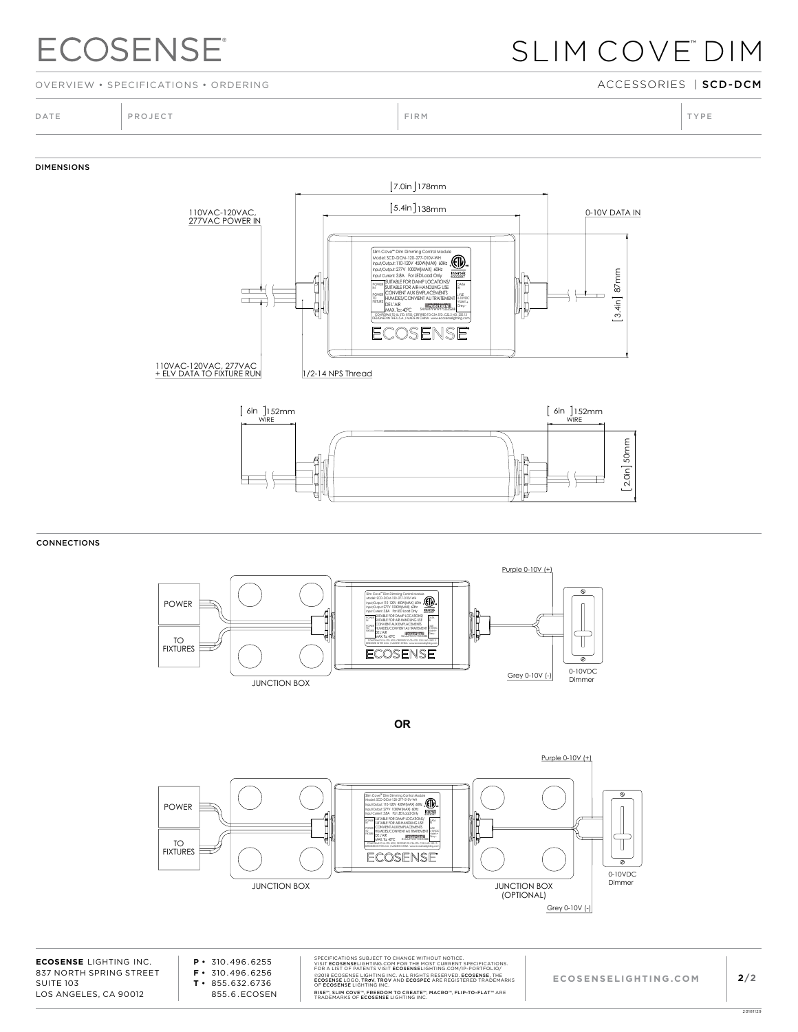# ECOSENSE®

# SLIM COVE™ DIM

OVERVIEW • SPECIFICATIONS • ORDERING

ACCESSORIES | **SCD-DCM**

| DATE | PROJECT | FIRM | TYPE |
|---|---|---|---|
| | | | |

## DIMENSIONS

[7.0in] 178mm

[5.4in] 138mm

110VAC-120VAC, 277VAC POWER IN

0-10V DATA IN

[3.4in] 87mm

110VAC-120VAC, 277VAC + ELV DATA TO FIXTURE RUN

1/2-14 NPS Thread

[ 6in ] 152mm WIRE

[ 6in ] 152mm WIRE

[2.0in] 50mm

## CONNECTIONS

POWER

TO FIXTURES

JUNCTION BOX

Purple 0-10V (+)

Grey 0-10V (-)

0-10VDC Dimmer

**OR**

POWER

TO FIXTURES

JUNCTION BOX

JUNCTION BOX (OPTIONAL)

Purple 0-10V (+)

Grey 0-10V (-)

0-10VDC Dimmer

---

**ECOSENSE** LIGHTING INC.
837 NORTH SPRING STREET
SUITE 103
LOS ANGELES, CA 90012

**P** • 310.496.6255
**F** • 310.496.6256
**T** • 855.632.6736
855.6.ECOSEN

SPECIFICATIONS SUBJECT TO CHANGE WITHOUT NOTICE.
VISIT **ECOSENSE**LIGHTING.COM FOR THE MOST CURRENT SPECIFICATIONS.
FOR A LIST OF PATENTS VISIT **ECOSENSE**LIGHTING.COM/IP-PORTFOLIO/
©2018 ECOSENSE LIGHTING INC. ALL RIGHTS RESERVED. **ECOSENSE**, THE **ECOSENSE** LOGO, **TROV**, **TROV** AND **ECOSPEC** ARE REGISTERED TRADEMARKS OF **ECOSENSE** LIGHTING INC.
**RISE™**, **SLIM COVE™**, **FREEDOM TO CREATE™**, **MACRO™**, **FLIP-TO-FLAT™** ARE TRADEMARKS OF **ECOSENSE** LIGHTING INC.

**ECOSENSELIGHTING.COM**

20181129